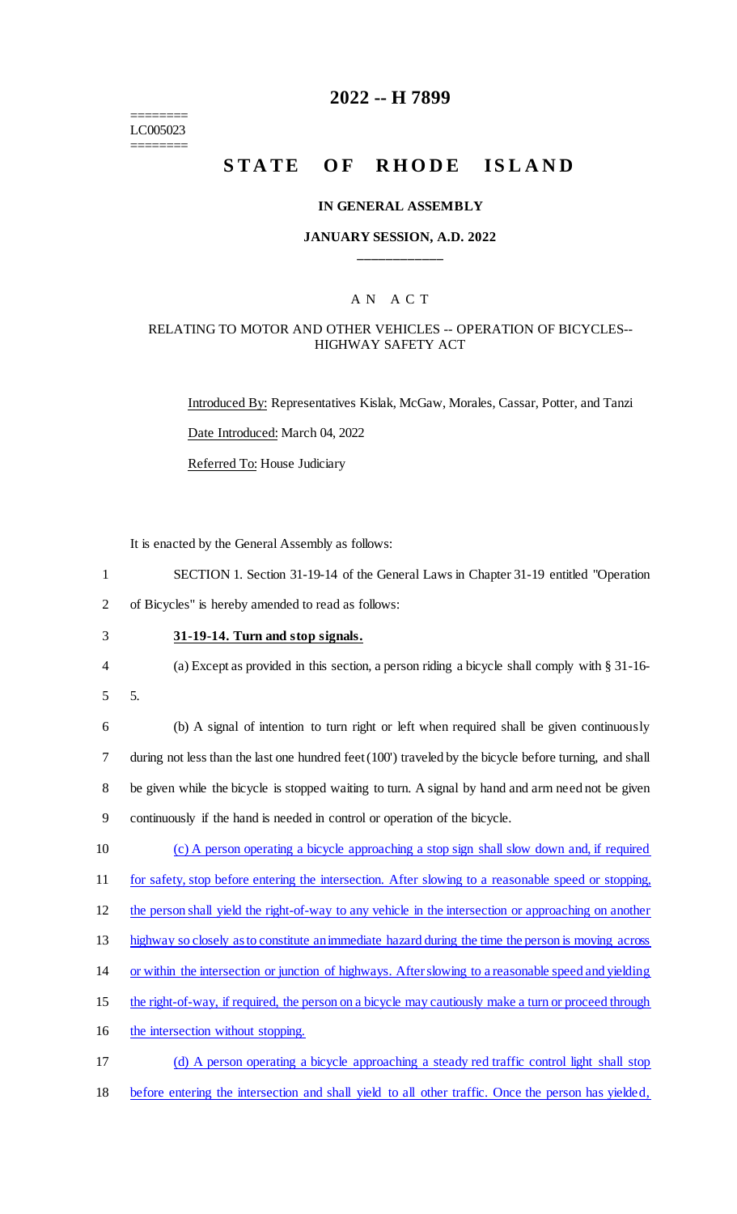========
LC005023
========

# 2022 -- H 7899

# STATE OF RHODE ISLAND

### IN GENERAL ASSEMBLY

### JANUARY SESSION, A.D. 2022

____________

### A N A C T

### RELATING TO MOTOR AND OTHER VEHICLES -- OPERATION OF BICYCLES-- HIGHWAY SAFETY ACT

Introduced By: Representatives Kislak, McGaw, Morales, Cassar, Potter, and Tanzi

Date Introduced: March 04, 2022

Referred To: House Judiciary

It is enacted by the General Assembly as follows:

1 SECTION 1. Section 31-19-14 of the General Laws in Chapter 31-19 entitled "Operation
2 of Bicycles" is hereby amended to read as follows:

3 **31-19-14. Turn and stop signals.**

4 (a) Except as provided in this section, a person riding a bicycle shall comply with § 31-16-
5 5.

6 (b) A signal of intention to turn right or left when required shall be given continuously
7 during not less than the last one hundred feet (100') traveled by the bicycle before turning, and shall
8 be given while the bicycle is stopped waiting to turn. A signal by hand and arm need not be given
9 continuously if the hand is needed in control or operation of the bicycle.

10 (c) A person operating a bicycle approaching a stop sign shall slow down and, if required
11 for safety, stop before entering the intersection. After slowing to a reasonable speed or stopping,
12 the person shall yield the right-of-way to any vehicle in the intersection or approaching on another
13 highway so closely as to constitute an immediate hazard during the time the person is moving across
14 or within the intersection or junction of highways. After slowing to a reasonable speed and yielding
15 the right-of-way, if required, the person on a bicycle may cautiously make a turn or proceed through
16 the intersection without stopping.

17 (d) A person operating a bicycle approaching a steady red traffic control light shall stop
18 before entering the intersection and shall yield to all other traffic. Once the person has yielded,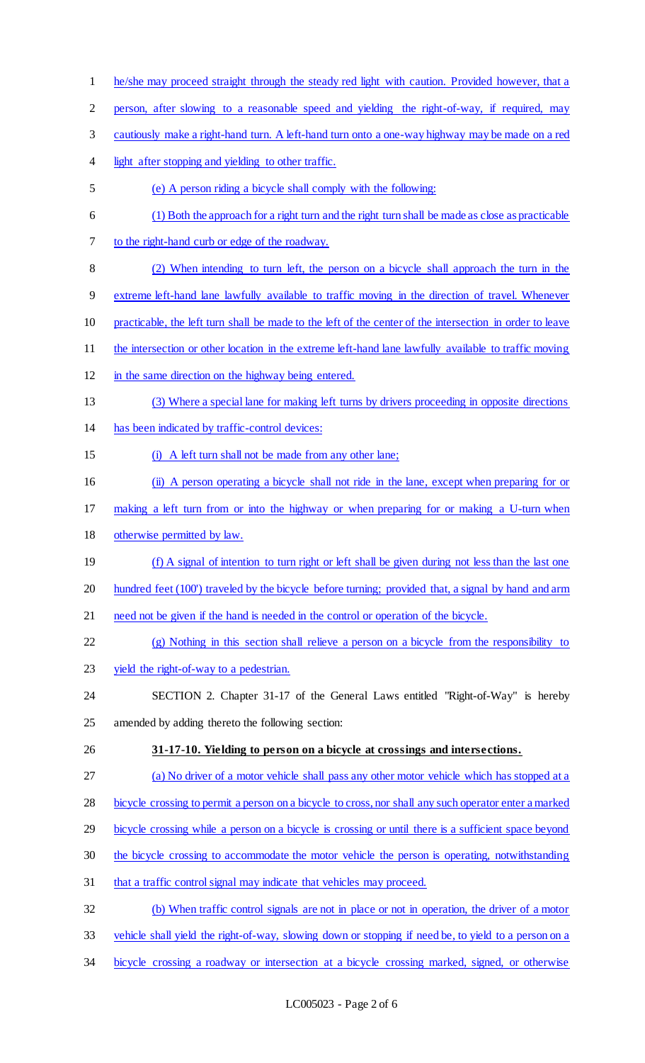he/she may proceed straight through the steady red light with caution. Provided however, that a person, after slowing to a reasonable speed and yielding the right-of-way, if required, may cautiously make a right-hand turn. A left-hand turn onto a one-way highway may be made on a red light after stopping and yielding to other traffic.

(e) A person riding a bicycle shall comply with the following:

(1) Both the approach for a right turn and the right turn shall be made as close as practicable to the right-hand curb or edge of the roadway.

(2) When intending to turn left, the person on a bicycle shall approach the turn in the extreme left-hand lane lawfully available to traffic moving in the direction of travel. Whenever practicable, the left turn shall be made to the left of the center of the intersection in order to leave the intersection or other location in the extreme left-hand lane lawfully available to traffic moving in the same direction on the highway being entered.

(3) Where a special lane for making left turns by drivers proceeding in opposite directions has been indicated by traffic-control devices:

(i) A left turn shall not be made from any other lane;

(ii) A person operating a bicycle shall not ride in the lane, except when preparing for or making a left turn from or into the highway or when preparing for or making a U-turn when otherwise permitted by law.

(f) A signal of intention to turn right or left shall be given during not less than the last one hundred feet (100') traveled by the bicycle before turning; provided that, a signal by hand and arm need not be given if the hand is needed in the control or operation of the bicycle.

(g) Nothing in this section shall relieve a person on a bicycle from the responsibility to yield the right-of-way to a pedestrian.

SECTION 2. Chapter 31-17 of the General Laws entitled "Right-of-Way" is hereby amended by adding thereto the following section:

**31-17-10. Yielding to person on a bicycle at crossings and intersections.**

(a) No driver of a motor vehicle shall pass any other motor vehicle which has stopped at a bicycle crossing to permit a person on a bicycle to cross, nor shall any such operator enter a marked bicycle crossing while a person on a bicycle is crossing or until there is a sufficient space beyond the bicycle crossing to accommodate the motor vehicle the person is operating, notwithstanding that a traffic control signal may indicate that vehicles may proceed.

(b) When traffic control signals are not in place or not in operation, the driver of a motor vehicle shall yield the right-of-way, slowing down or stopping if need be, to yield to a person on a bicycle crossing a roadway or intersection at a bicycle crossing marked, signed, or otherwise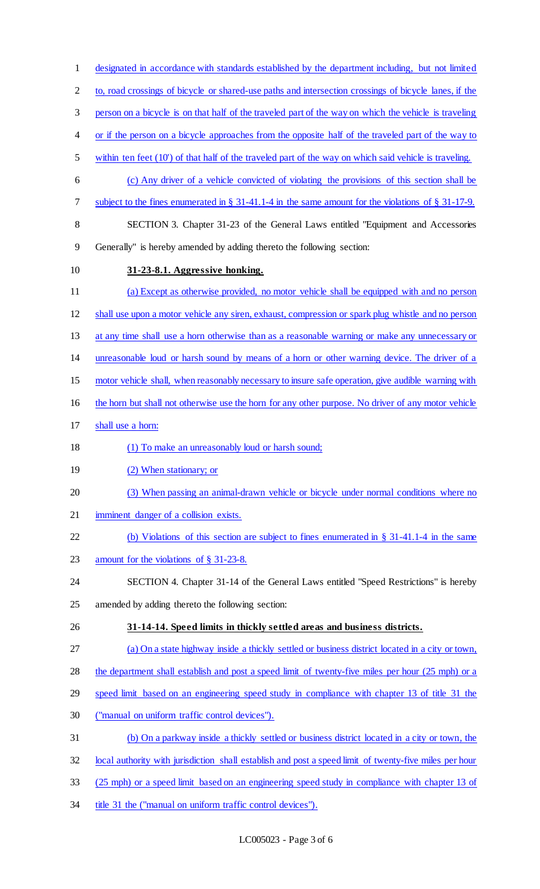designated in accordance with standards established by the department including, but not limited to, road crossings of bicycle or shared-use paths and intersection crossings of bicycle lanes, if the person on a bicycle is on that half of the traveled part of the way on which the vehicle is traveling or if the person on a bicycle approaches from the opposite half of the traveled part of the way to within ten feet (10') of that half of the traveled part of the way on which said vehicle is traveling.

(c) Any driver of a vehicle convicted of violating the provisions of this section shall be subject to the fines enumerated in § 31-41.1-4 in the same amount for the violations of § 31-17-9.

SECTION 3. Chapter 31-23 of the General Laws entitled "Equipment and Accessories Generally" is hereby amended by adding thereto the following section:

**31-23-8.1. Aggressive honking.**

(a) Except as otherwise provided, no motor vehicle shall be equipped with and no person shall use upon a motor vehicle any siren, exhaust, compression or spark plug whistle and no person at any time shall use a horn otherwise than as a reasonable warning or make any unnecessary or unreasonable loud or harsh sound by means of a horn or other warning device. The driver of a motor vehicle shall, when reasonably necessary to insure safe operation, give audible warning with the horn but shall not otherwise use the horn for any other purpose. No driver of any motor vehicle shall use a horn:

(1) To make an unreasonably loud or harsh sound;

(2) When stationary; or

(3) When passing an animal-drawn vehicle or bicycle under normal conditions where no imminent danger of a collision exists.

(b) Violations of this section are subject to fines enumerated in § 31-41.1-4 in the same amount for the violations of § 31-23-8.

SECTION 4. Chapter 31-14 of the General Laws entitled "Speed Restrictions" is hereby amended by adding thereto the following section:

**31-14-14. Speed limits in thickly settled areas and business districts.**

(a) On a state highway inside a thickly settled or business district located in a city or town, the department shall establish and post a speed limit of twenty-five miles per hour (25 mph) or a speed limit based on an engineering speed study in compliance with chapter 13 of title 31 the ("manual on uniform traffic control devices").

(b) On a parkway inside a thickly settled or business district located in a city or town, the local authority with jurisdiction shall establish and post a speed limit of twenty-five miles per hour (25 mph) or a speed limit based on an engineering speed study in compliance with chapter 13 of title 31 the ("manual on uniform traffic control devices").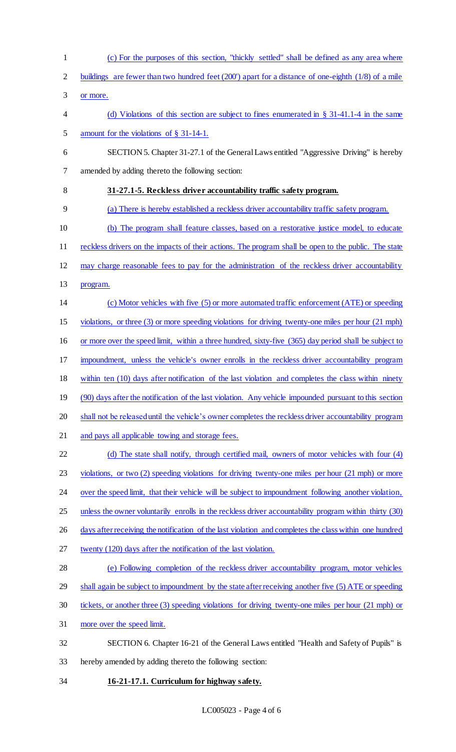(c) For the purposes of this section, "thickly settled" shall be defined as any area where buildings are fewer than two hundred feet (200') apart for a distance of one-eighth (1/8) of a mile or more.

(d) Violations of this section are subject to fines enumerated in § 31-41.1-4 in the same amount for the violations of § 31-14-1.

SECTION 5. Chapter 31-27.1 of the General Laws entitled "Aggressive Driving" is hereby amended by adding thereto the following section:

**31-27.1-5. Reckless driver accountability traffic safety program.**

(a) There is hereby established a reckless driver accountability traffic safety program.

(b) The program shall feature classes, based on a restorative justice model, to educate reckless drivers on the impacts of their actions. The program shall be open to the public. The state may charge reasonable fees to pay for the administration of the reckless driver accountability program.

(c) Motor vehicles with five (5) or more automated traffic enforcement (ATE) or speeding violations, or three (3) or more speeding violations for driving twenty-one miles per hour (21 mph) or more over the speed limit, within a three hundred, sixty-five (365) day period shall be subject to impoundment, unless the vehicle's owner enrolls in the reckless driver accountability program within ten (10) days after notification of the last violation and completes the class within ninety (90) days after the notification of the last violation. Any vehicle impounded pursuant to this section shall not be released until the vehicle's owner completes the reckless driver accountability program and pays all applicable towing and storage fees.

(d) The state shall notify, through certified mail, owners of motor vehicles with four (4) violations, or two (2) speeding violations for driving twenty-one miles per hour (21 mph) or more over the speed limit, that their vehicle will be subject to impoundment following another violation, unless the owner voluntarily enrolls in the reckless driver accountability program within thirty (30) days after receiving the notification of the last violation and completes the class within one hundred twenty (120) days after the notification of the last violation.

(e) Following completion of the reckless driver accountability program, motor vehicles shall again be subject to impoundment by the state after receiving another five (5) ATE or speeding tickets, or another three (3) speeding violations for driving twenty-one miles per hour (21 mph) or more over the speed limit.

SECTION 6. Chapter 16-21 of the General Laws entitled "Health and Safety of Pupils" is hereby amended by adding thereto the following section:

**16-21-17.1. Curriculum for highway safety.**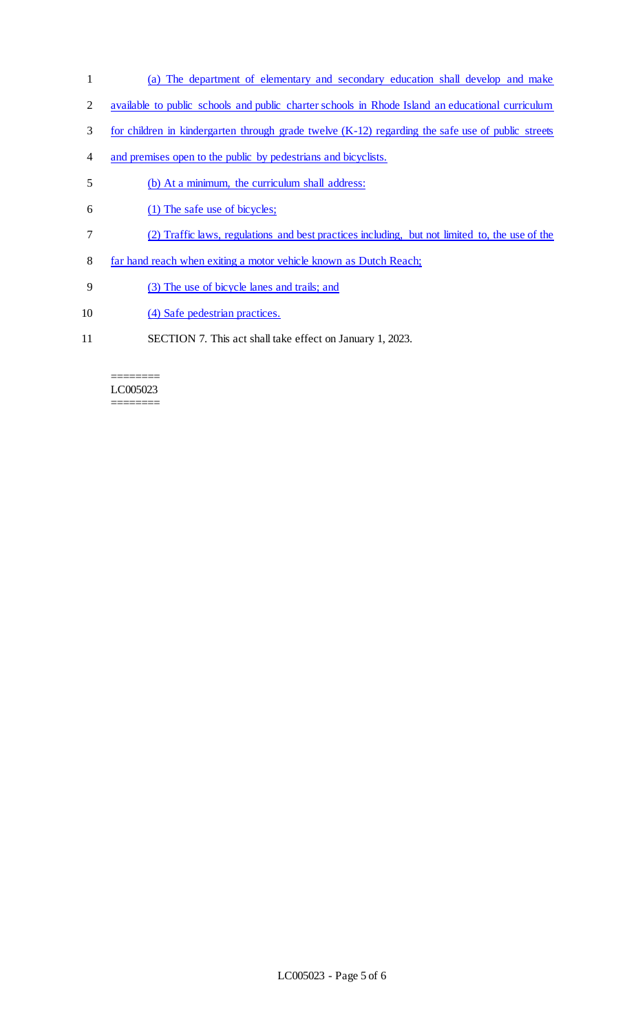(a) The department of elementary and secondary education shall develop and make available to public schools and public charter schools in Rhode Island an educational curriculum for children in kindergarten through grade twelve (K-12) regarding the safe use of public streets and premises open to the public by pedestrians and bicyclists.

(b) At a minimum, the curriculum shall address:

(1) The safe use of bicycles;

(2) Traffic laws, regulations and best practices including, but not limited to, the use of the far hand reach when exiting a motor vehicle known as Dutch Reach;

(3) The use of bicycle lanes and trails; and

(4) Safe pedestrian practices.

SECTION 7. This act shall take effect on January 1, 2023.

========
LC005023
========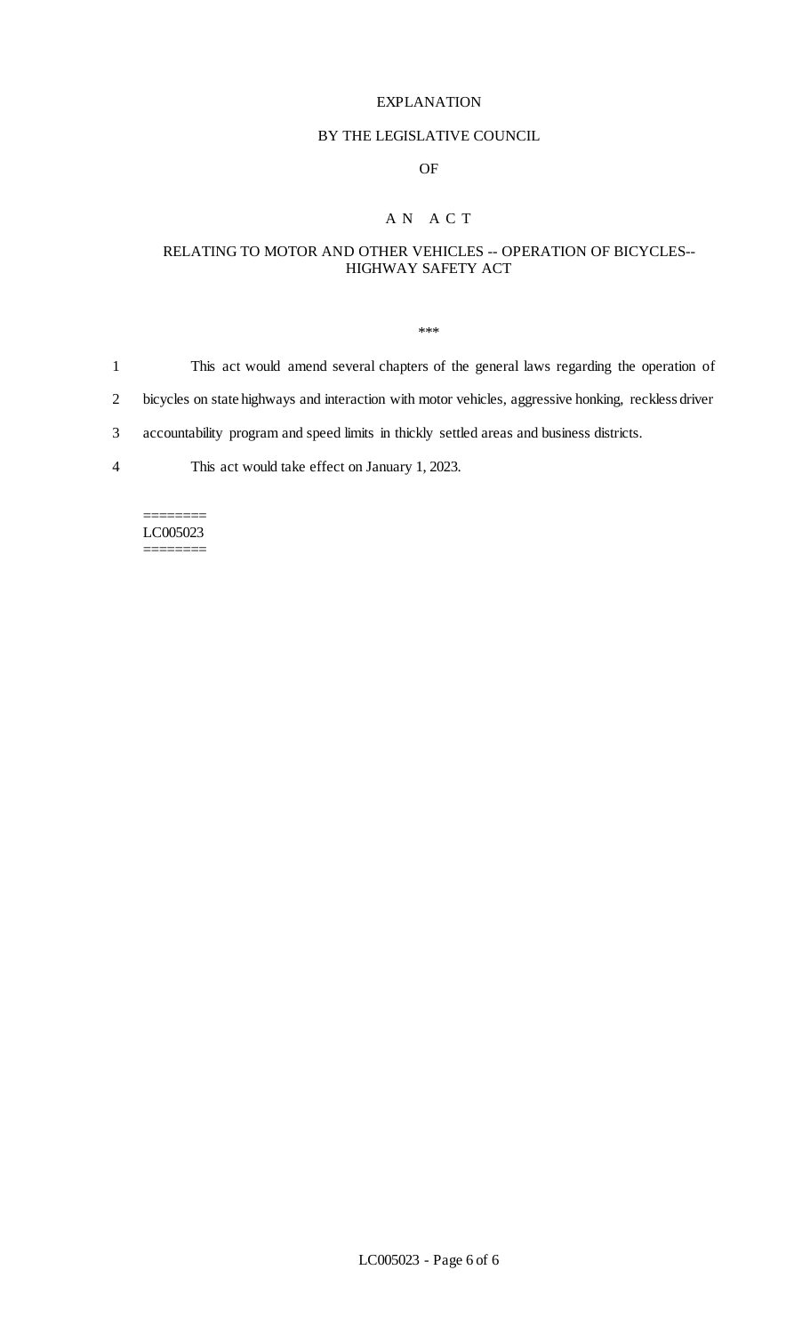EXPLANATION

BY THE LEGISLATIVE COUNCIL

OF

# A N A C T

RELATING TO MOTOR AND OTHER VEHICLES -- OPERATION OF BICYCLES--HIGHWAY SAFETY ACT

***

1 This act would amend several chapters of the general laws regarding the operation of

2 bicycles on state highways and interaction with motor vehicles, aggressive honking, reckless driver

3 accountability program and speed limits in thickly settled areas and business districts.

4 This act would take effect on January 1, 2023.

========
LC005023
========